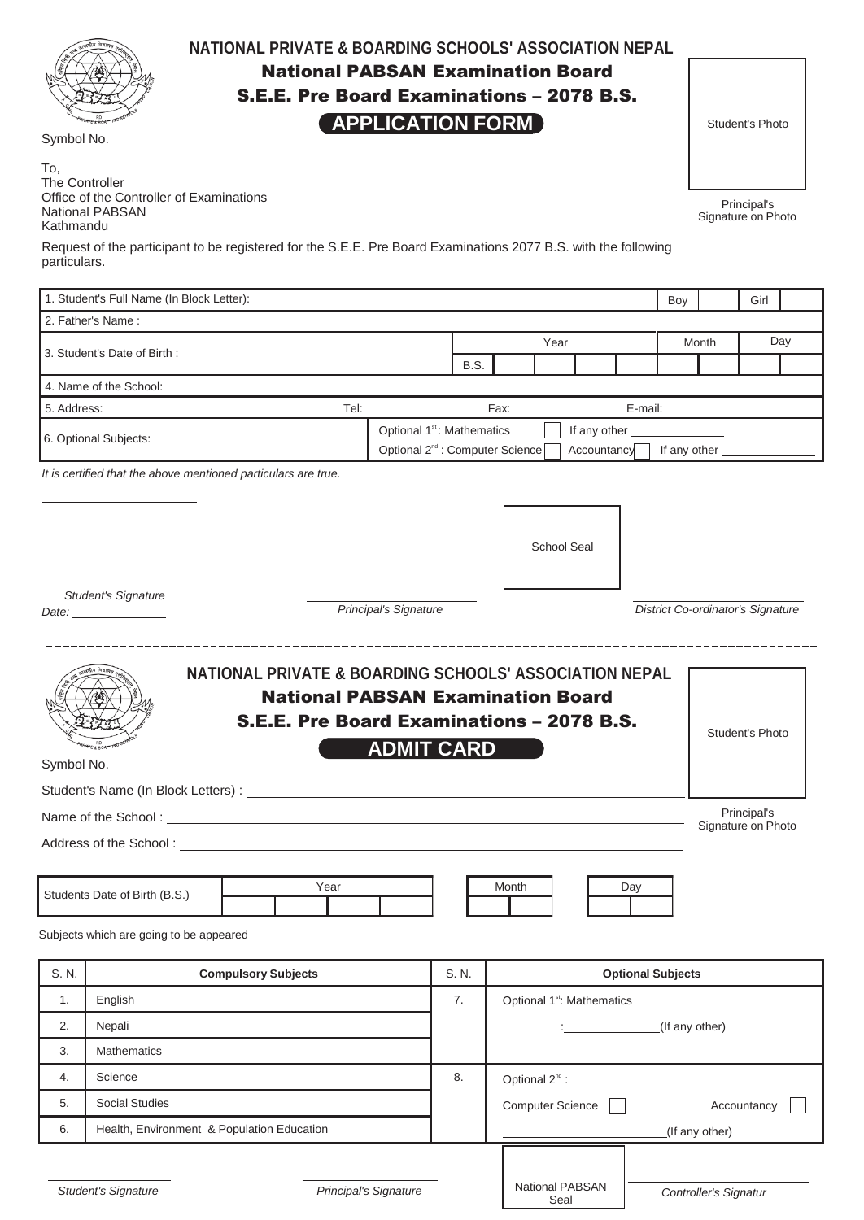# NATIONAL PRIVATE & BOARDING SCHOOLS' ASSOCIATION NEPAL

## National PABSAN Examination Board

## S.E.E. Pre Board Examinations – 2078 B.S.

### APPLICATION FORM

Student's Photo

Principal's Signature on Photo

Symbol No.

To,
The Controller
Office of the Controller of Examinations
National PABSAN
Kathmandu

Request of the participant to be registered for the S.E.E. Pre Board Examinations 2077 B.S. with the following particulars.

| 1. Student's Full Name (In Block Letter): | | Boy | | Girl | |
|---|---|---|---|---|---|
| 2. Father's Name : | | | | | |
| 3. Student's Date of Birth : | Year: B.S. | Month | | Day | |
| 4. Name of the School: | | | | | |
| 5. Address: | Tel: | Fax: | E-mail: | | |
| 6. Optional Subjects: | Optional 1st: Mathematics ☐ If any other ______ <br> Optional 2nd : Computer Science ☐ Accountancy ☐ If any other ______ | | | | |

*It is certified that the above mentioned particulars are true.*

School Seal

*Student's Signature*

*Date:* ______________

*Principal's Signature*

*District Co-ordinator's Signature*

---

# NATIONAL PRIVATE & BOARDING SCHOOLS' ASSOCIATION NEPAL

## National PABSAN Examination Board

## S.E.E. Pre Board Examinations – 2078 B.S.

### ADMIT CARD

Student's Photo

Principal's Signature on Photo

Symbol No.

Student's Name (In Block Letters) : ______________________________

Name of the School : ______________________________

Address of the School : ______________________________

| Students Date of Birth (B.S.) | Year | Month | Day |
|---|---|---|---|
| | | | |

Subjects which are going to be appeared

| S. N. | Compulsory Subjects | S. N. | Optional Subjects |
|---|---|---|---|
| 1. | English | 7. | Optional 1st: Mathematics |
| 2. | Nepali | | :______________(If any other) |
| 3. | Mathematics | | |
| 4. | Science | 8. | Optional 2nd : |
| 5. | Social Studies | | Computer Science ☐ Accountancy ☐ |
| 6. | Health, Environment & Population Education | | ______________(If any other) |

*Student's Signature*

*Principal's Signature*

National PABSAN Seal

*Controller's Signatur*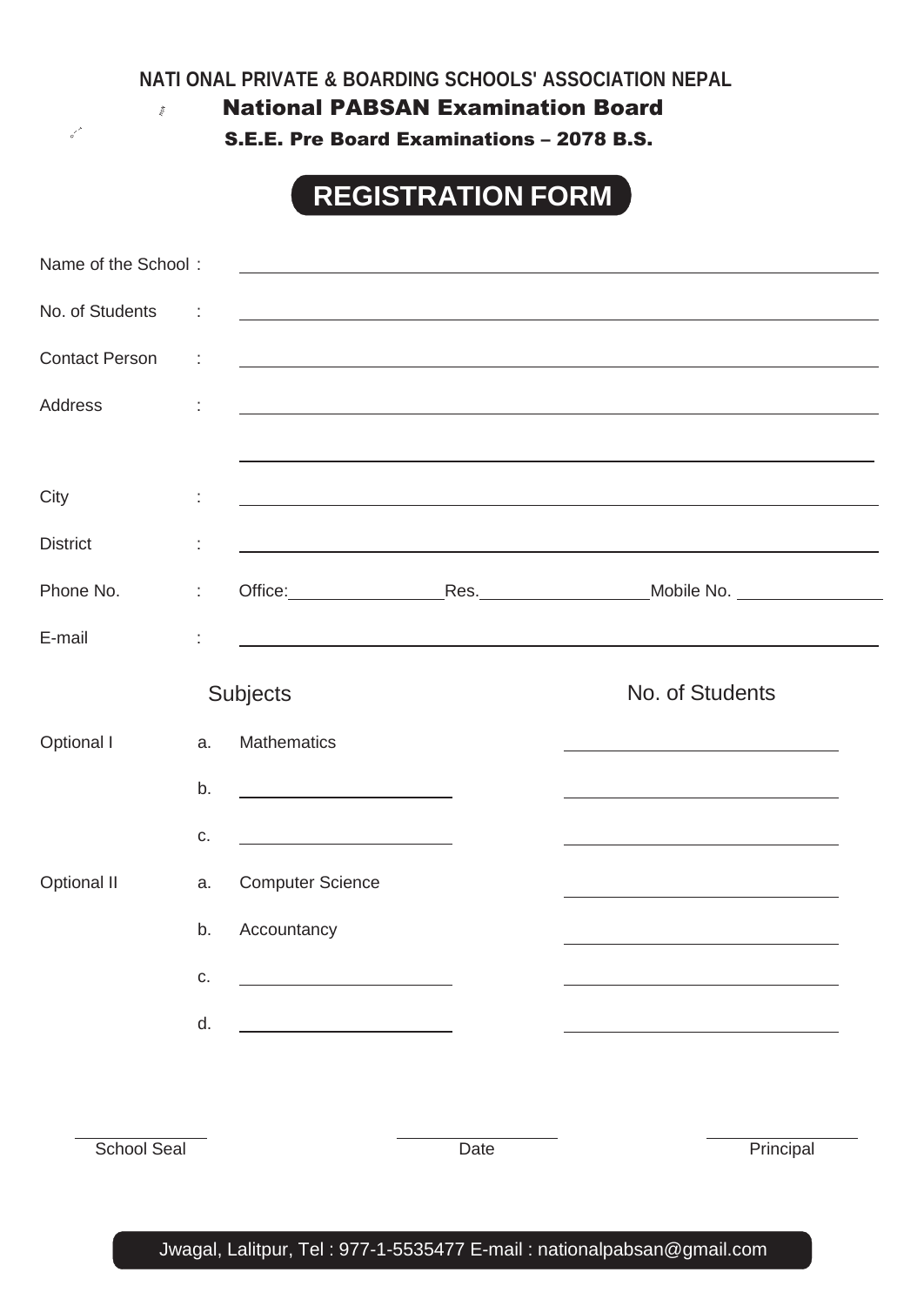**NATI ONAL PRIVATE & BOARDING SCHOOLS' ASSOCIATION NEPAL**

## National PABSAN Examination Board

### S.E.E. Pre Board Examinations – 2078 B.S.

# REGISTRATION FORM

Name of the School : ______________________________

No. of Students : ______________________________

Contact Person : ______________________________

Address : ______________________________

______________________________

City : ______________________________

District : ______________________________

Phone No. : Office:__________ Res.__________ Mobile No. __________

E-mail : ______________________________

| | | Subjects | No. of Students |
|---|---|---|---|
| Optional I | a. | Mathematics | __________ |
| | b. | __________ | __________ |
| | c. | __________ | __________ |
| Optional II | a. | Computer Science | __________ |
| | b. | Accountancy | __________ |
| | c. | __________ | __________ |
| | d. | __________ | __________ |

__________ School Seal

__________ Date

__________ Principal

Jwagal, Lalitpur, Tel : 977-1-5535477 E-mail : nationalpabsan@gmail.com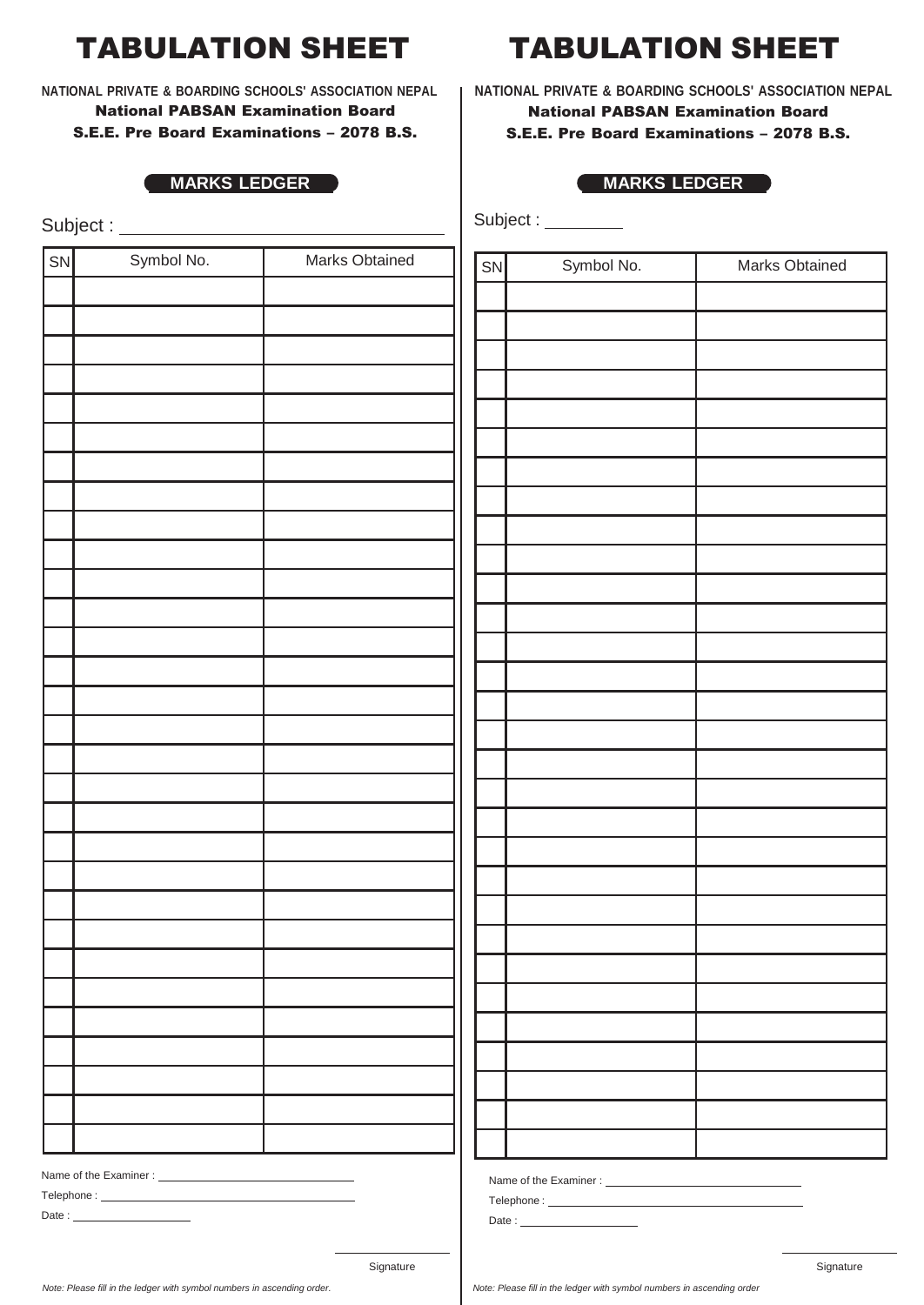# TABULATION SHEET

**NATIONAL PRIVATE & BOARDING SCHOOLS' ASSOCIATION NEPAL**
**National PABSAN Examination Board**
**S.E.E. Pre Board Examinations – 2078 B.S.**

**MARKS LEDGER**

Subject : ______________________

| SN | Symbol No. | Marks Obtained |
|---|---|---|
| | | |
| | | |
| | | |
| | | |
| | | |
| | | |
| | | |
| | | |
| | | |
| | | |
| | | |
| | | |
| | | |
| | | |
| | | |
| | | |
| | | |
| | | |
| | | |
| | | |
| | | |
| | | |
| | | |
| | | |
| | | |
| | | |
| | | |
| | | |
| | | |
| | | |

Name of the Examiner : ______________________

Telephone : ______________________

Date : ______________

Signature

*Note: Please fill in the ledger with symbol numbers in ascending order.*

# TABULATION SHEET

**NATIONAL PRIVATE & BOARDING SCHOOLS' ASSOCIATION NEPAL**
**National PABSAN Examination Board**
**S.E.E. Pre Board Examinations – 2078 B.S.**

**MARKS LEDGER**

Subject : __________

| SN | Symbol No. | Marks Obtained |
|---|---|---|
| | | |
| | | |
| | | |
| | | |
| | | |
| | | |
| | | |
| | | |
| | | |
| | | |
| | | |
| | | |
| | | |
| | | |
| | | |
| | | |
| | | |
| | | |
| | | |
| | | |
| | | |
| | | |
| | | |
| | | |
| | | |
| | | |
| | | |
| | | |
| | | |
| | | |

Name of the Examiner : ______________________

Telephone : ______________________

Date : ______________

Signature

*Note: Please fill in the ledger with symbol numbers in ascending order*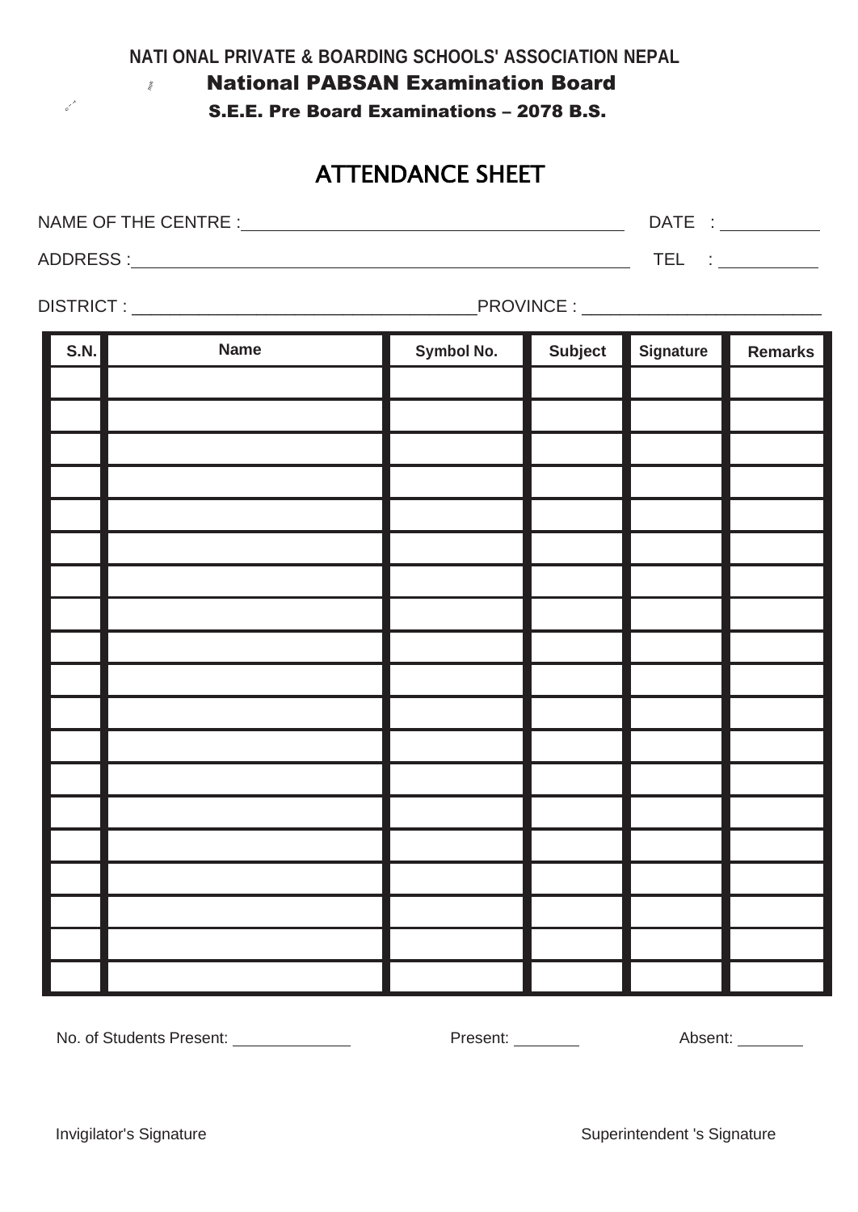NATI ONAL PRIVATE & BOARDING SCHOOLS' ASSOCIATION NEPAL

**National PABSAN Examination Board**

**S.E.E. Pre Board Examinations – 2078 B.S.**

# ATTENDANCE SHEET

NAME OF THE CENTRE : ________________________________________ DATE : __________

ADDRESS : ________________________________________________ TEL : __________

DISTRICT : ________________________________ PROVINCE : ________________________

| S.N. | Name | Symbol No. | Subject | Signature | Remarks |
|---|---|---|---|---|---|
| | | | | | |
| | | | | | |
| | | | | | |
| | | | | | |
| | | | | | |
| | | | | | |
| | | | | | |
| | | | | | |
| | | | | | |
| | | | | | |
| | | | | | |
| | | | | | |
| | | | | | |
| | | | | | |
| | | | | | |
| | | | | | |
| | | | | | |
| | | | | | |
| | | | | | |

No. of Students Present: ____________ Present: _______ Absent: _______

Invigilator's Signature

Superintendent 's Signature